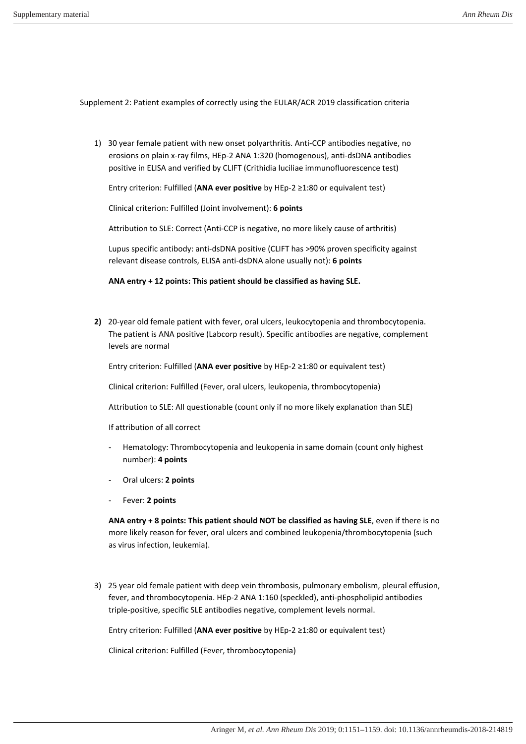Supplement 2: Patient examples of correctly using the EULAR/ACR 2019 classification criteria

1) 30 year female patient with new onset polyarthritis. Anti-CCP antibodies negative, no erosions on plain x-ray films, HEp-2 ANA 1:320 (homogenous), anti-dsDNA antibodies positive in ELISA and verified by CLIFT (Crithidia luciliae immunofluorescence test)

   Entry criterion: Fulfilled (**ANA ever positive** by HEp-2 ≥1:80 or equivalent test)

   Clinical criterion: Fulfilled (Joint involvement): **6 points**

   Attribution to SLE: Correct (Anti-CCP is negative, no more likely cause of arthritis)

   Lupus specific antibody: anti-dsDNA positive (CLIFT has >90% proven specificity against relevant disease controls, ELISA anti-dsDNA alone usually not): **6 points**

   **ANA entry + 12 points: This patient should be classified as having SLE.**

2) 20-year old female patient with fever, oral ulcers, leukocytopenia and thrombocytopenia. The patient is ANA positive (Labcorp result). Specific antibodies are negative, complement levels are normal

   Entry criterion: Fulfilled (**ANA ever positive** by HEp-2 ≥1:80 or equivalent test)

   Clinical criterion: Fulfilled (Fever, oral ulcers, leukopenia, thrombocytopenia)

   Attribution to SLE: All questionable (count only if no more likely explanation than SLE)

   If attribution of all correct

   - Hematology: Thrombocytopenia and leukopenia in same domain (count only highest number): **4 points**
   - Oral ulcers: **2 points**
   - Fever: **2 points**

   **ANA entry + 8 points: This patient should NOT be classified as having SLE**, even if there is no more likely reason for fever, oral ulcers and combined leukopenia/thrombocytopenia (such as virus infection, leukemia).

3) 25 year old female patient with deep vein thrombosis, pulmonary embolism, pleural effusion, fever, and thrombocytopenia. HEp-2 ANA 1:160 (speckled), anti-phospholipid antibodies triple-positive, specific SLE antibodies negative, complement levels normal.

   Entry criterion: Fulfilled (**ANA ever positive** by HEp-2 ≥1:80 or equivalent test)

   Clinical criterion: Fulfilled (Fever, thrombocytopenia)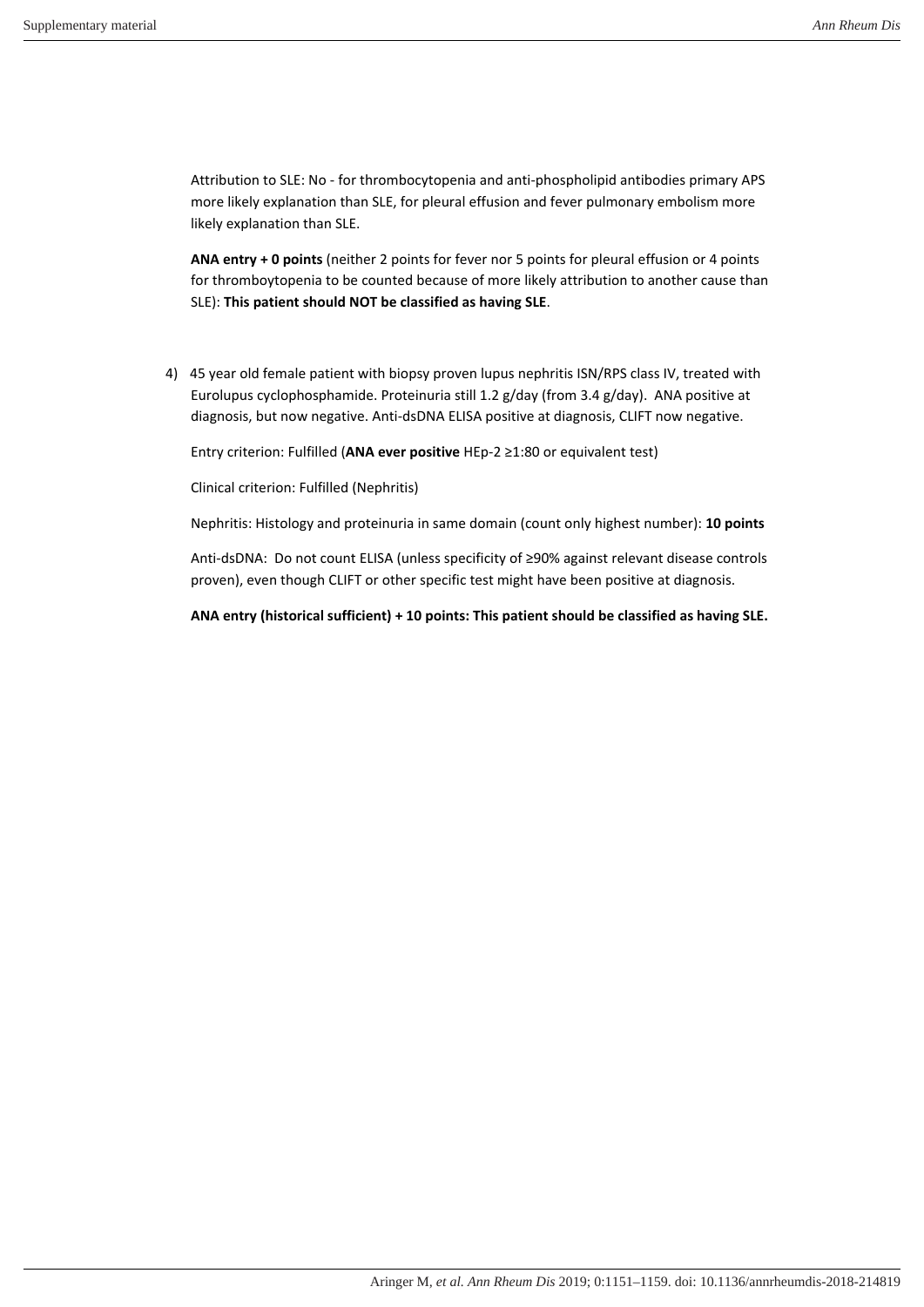Attribution to SLE: No - for thrombocytopenia and anti-phospholipid antibodies primary APS more likely explanation than SLE, for pleural effusion and fever pulmonary embolism more likely explanation than SLE.

**ANA entry + 0 points** (neither 2 points for fever nor 5 points for pleural effusion or 4 points for thromboytopenia to be counted because of more likely attribution to another cause than SLE): **This patient should NOT be classified as having SLE**.

4) 45 year old female patient with biopsy proven lupus nephritis ISN/RPS class IV, treated with Eurolupus cyclophosphamide. Proteinuria still 1.2 g/day (from 3.4 g/day). ANA positive at diagnosis, but now negative. Anti-dsDNA ELISA positive at diagnosis, CLIFT now negative.

   Entry criterion: Fulfilled (**ANA ever positive** HEp-2 ≥1:80 or equivalent test)

   Clinical criterion: Fulfilled (Nephritis)

   Nephritis: Histology and proteinuria in same domain (count only highest number): **10 points**

   Anti-dsDNA: Do not count ELISA (unless specificity of ≥90% against relevant disease controls proven), even though CLIFT or other specific test might have been positive at diagnosis.

   **ANA entry (historical sufficient) + 10 points: This patient should be classified as having SLE.**